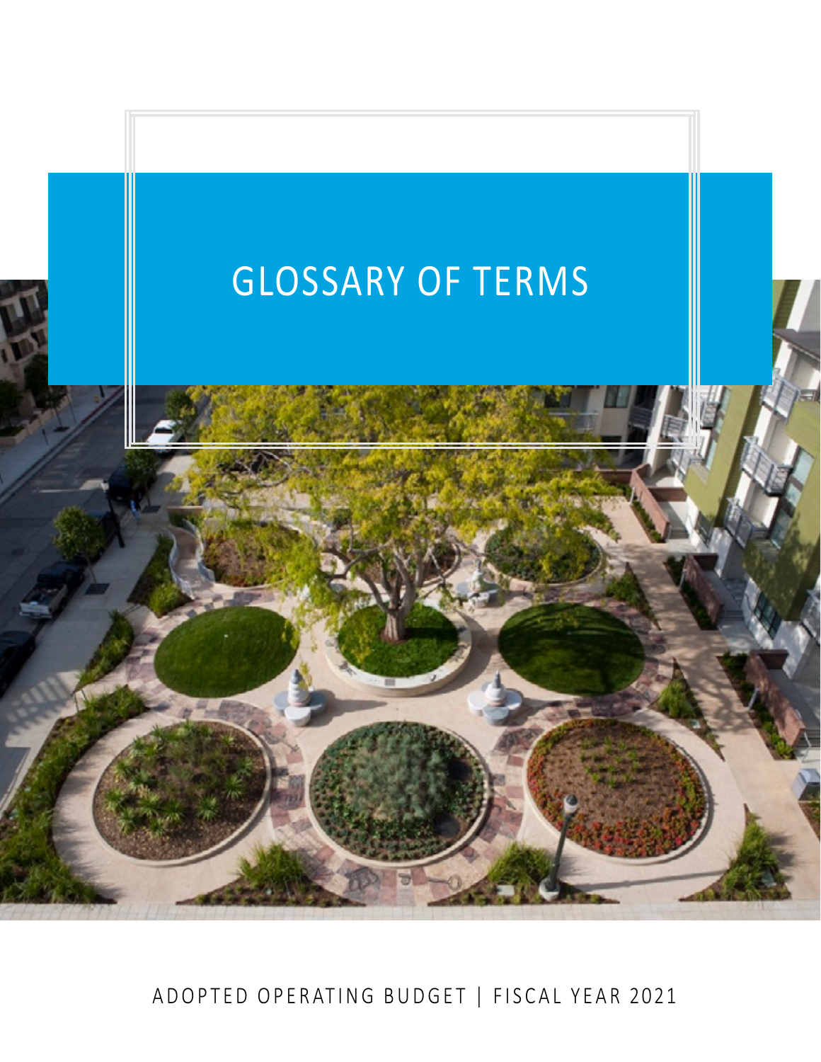# GLOSSARY OF TERMS

ADOPTED OPERATING BUDGET | FISCAL YEAR 2021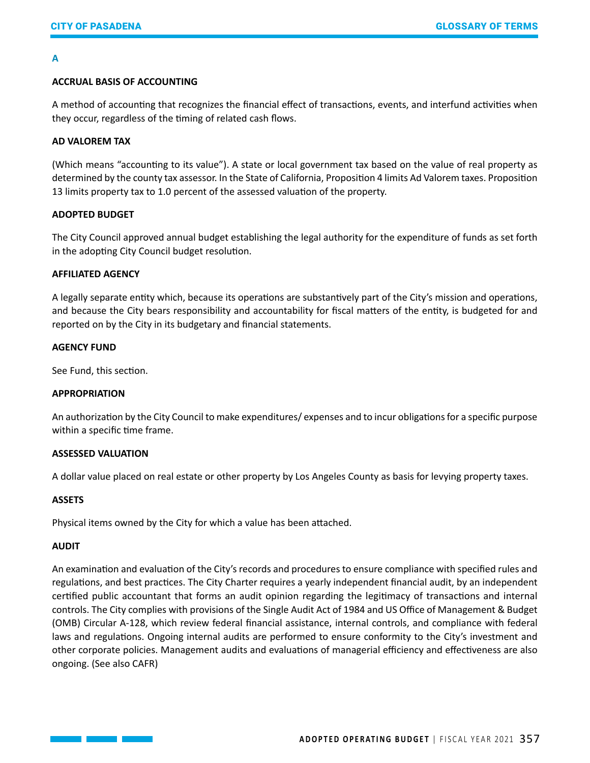## A

### ACCRUAL BASIS OF ACCOUNTING

A method of accounting that recognizes the financial effect of transactions, events, and interfund activities when they occur, regardless of the timing of related cash flows.

### AD VALOREM TAX

(Which means "accounting to its value"). A state or local government tax based on the value of real property as determined by the county tax assessor. In the State of California, Proposition 4 limits Ad Valorem taxes. Proposition 13 limits property tax to 1.0 percent of the assessed valuation of the property.

### ADOPTED BUDGET

The City Council approved annual budget establishing the legal authority for the expenditure of funds as set forth in the adopting City Council budget resolution.

### AFFILIATED AGENCY

A legally separate entity which, because its operations are substantively part of the City's mission and operations, and because the City bears responsibility and accountability for fiscal matters of the entity, is budgeted for and reported on by the City in its budgetary and financial statements.

### AGENCY FUND

See Fund, this section.

### APPROPRIATION

An authorization by the City Council to make expenditures/ expenses and to incur obligations for a specific purpose within a specific time frame.

### ASSESSED VALUATION

A dollar value placed on real estate or other property by Los Angeles County as basis for levying property taxes.

### ASSETS

Physical items owned by the City for which a value has been attached.

### AUDIT

An examination and evaluation of the City's records and procedures to ensure compliance with specified rules and regulations, and best practices. The City Charter requires a yearly independent financial audit, by an independent certified public accountant that forms an audit opinion regarding the legitimacy of transactions and internal controls. The City complies with provisions of the Single Audit Act of 1984 and US Office of Management & Budget (OMB) Circular A-128, which review federal financial assistance, internal controls, and compliance with federal laws and regulations. Ongoing internal audits are performed to ensure conformity to the City's investment and other corporate policies. Management audits and evaluations of managerial efficiency and effectiveness are also ongoing. (See also CAFR)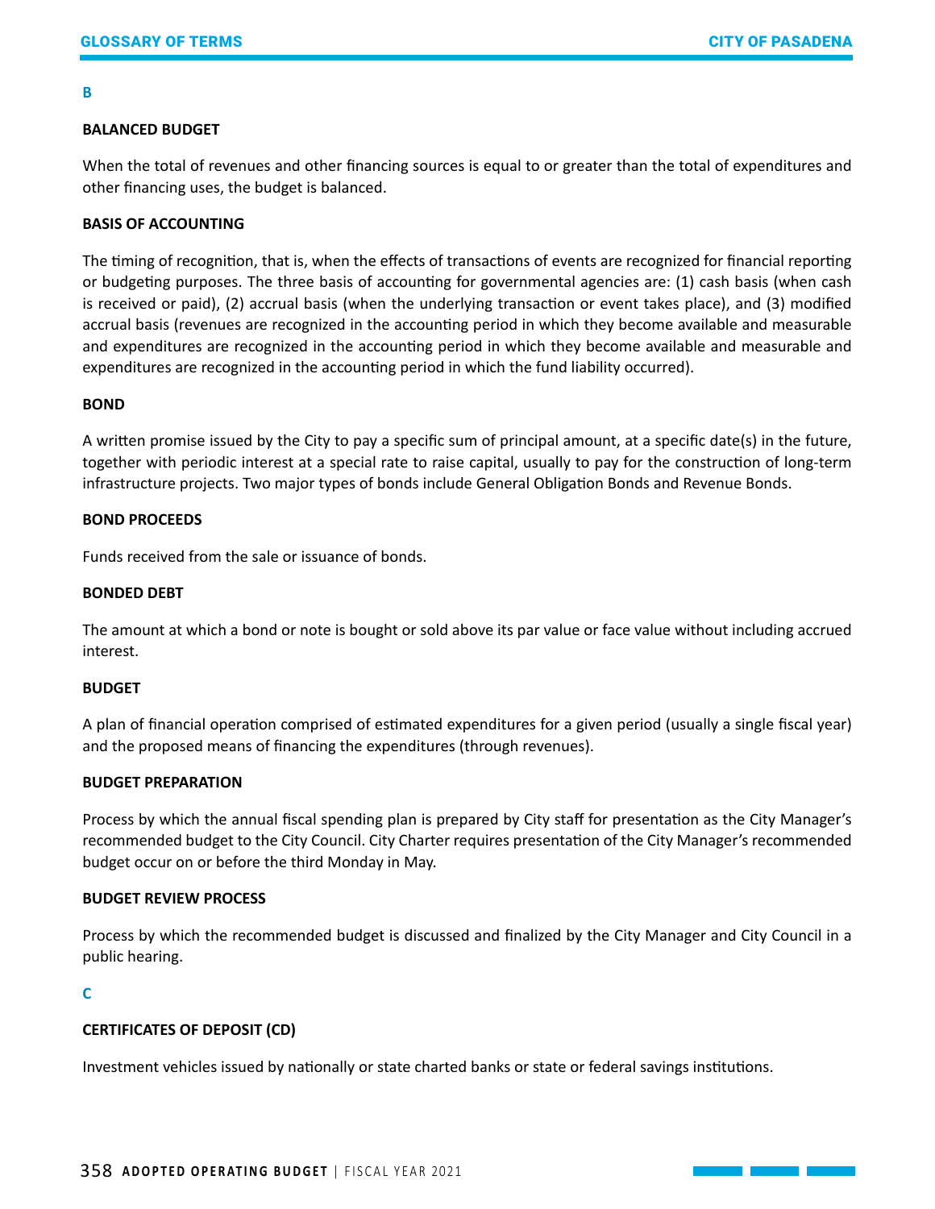## B

### BALANCED BUDGET

When the total of revenues and other financing sources is equal to or greater than the total of expenditures and other financing uses, the budget is balanced.

### BASIS OF ACCOUNTING

The timing of recognition, that is, when the effects of transactions of events are recognized for financial reporting or budgeting purposes. The three basis of accounting for governmental agencies are: (1) cash basis (when cash is received or paid), (2) accrual basis (when the underlying transaction or event takes place), and (3) modified accrual basis (revenues are recognized in the accounting period in which they become available and measurable and expenditures are recognized in the accounting period in which they become available and measurable and expenditures are recognized in the accounting period in which the fund liability occurred).

### BOND

A written promise issued by the City to pay a specific sum of principal amount, at a specific date(s) in the future, together with periodic interest at a special rate to raise capital, usually to pay for the construction of long-term infrastructure projects. Two major types of bonds include General Obligation Bonds and Revenue Bonds.

### BOND PROCEEDS

Funds received from the sale or issuance of bonds.

### BONDED DEBT

The amount at which a bond or note is bought or sold above its par value or face value without including accrued interest.

### BUDGET

A plan of financial operation comprised of estimated expenditures for a given period (usually a single fiscal year) and the proposed means of financing the expenditures (through revenues).

### BUDGET PREPARATION

Process by which the annual fiscal spending plan is prepared by City staff for presentation as the City Manager's recommended budget to the City Council. City Charter requires presentation of the City Manager's recommended budget occur on or before the third Monday in May.

### BUDGET REVIEW PROCESS

Process by which the recommended budget is discussed and finalized by the City Manager and City Council in a public hearing.

## C

### CERTIFICATES OF DEPOSIT (CD)

Investment vehicles issued by nationally or state charted banks or state or federal savings institutions.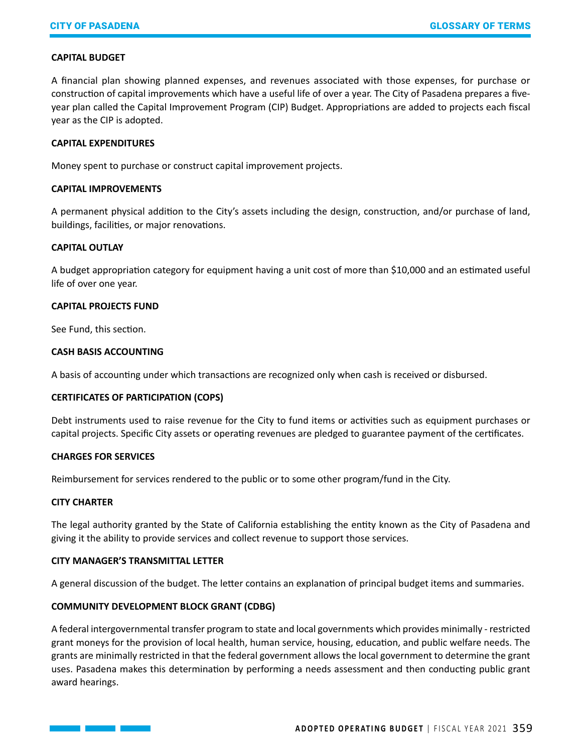### CAPITAL BUDGET

A financial plan showing planned expenses, and revenues associated with those expenses, for purchase or construction of capital improvements which have a useful life of over a year. The City of Pasadena prepares a five-year plan called the Capital Improvement Program (CIP) Budget. Appropriations are added to projects each fiscal year as the CIP is adopted.

### CAPITAL EXPENDITURES

Money spent to purchase or construct capital improvement projects.

### CAPITAL IMPROVEMENTS

A permanent physical addition to the City's assets including the design, construction, and/or purchase of land, buildings, facilities, or major renovations.

### CAPITAL OUTLAY

A budget appropriation category for equipment having a unit cost of more than $10,000 and an estimated useful life of over one year.

### CAPITAL PROJECTS FUND

See Fund, this section.

### CASH BASIS ACCOUNTING

A basis of accounting under which transactions are recognized only when cash is received or disbursed.

### CERTIFICATES OF PARTICIPATION (COPS)

Debt instruments used to raise revenue for the City to fund items or activities such as equipment purchases or capital projects. Specific City assets or operating revenues are pledged to guarantee payment of the certificates.

### CHARGES FOR SERVICES

Reimbursement for services rendered to the public or to some other program/fund in the City.

### CITY CHARTER

The legal authority granted by the State of California establishing the entity known as the City of Pasadena and giving it the ability to provide services and collect revenue to support those services.

### CITY MANAGER'S TRANSMITTAL LETTER

A general discussion of the budget. The letter contains an explanation of principal budget items and summaries.

### COMMUNITY DEVELOPMENT BLOCK GRANT (CDBG)

A federal intergovernmental transfer program to state and local governments which provides minimally - restricted grant moneys for the provision of local health, human service, housing, education, and public welfare needs. The grants are minimally restricted in that the federal government allows the local government to determine the grant uses. Pasadena makes this determination by performing a needs assessment and then conducting public grant award hearings.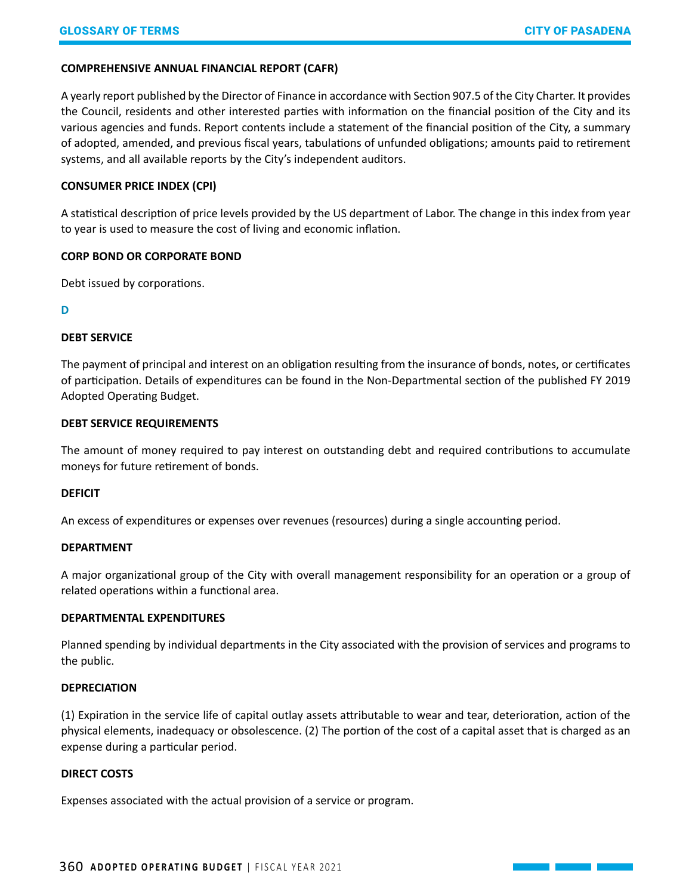**COMPREHENSIVE ANNUAL FINANCIAL REPORT (CAFR)**

A yearly report published by the Director of Finance in accordance with Section 907.5 of the City Charter. It provides the Council, residents and other interested parties with information on the financial position of the City and its various agencies and funds. Report contents include a statement of the financial position of the City, a summary of adopted, amended, and previous fiscal years, tabulations of unfunded obligations; amounts paid to retirement systems, and all available reports by the City's independent auditors.

**CONSUMER PRICE INDEX (CPI)**

A statistical description of price levels provided by the US department of Labor. The change in this index from year to year is used to measure the cost of living and economic inflation.

**CORP BOND OR CORPORATE BOND**

Debt issued by corporations.

## D

**DEBT SERVICE**

The payment of principal and interest on an obligation resulting from the insurance of bonds, notes, or certificates of participation. Details of expenditures can be found in the Non-Departmental section of the published FY 2019 Adopted Operating Budget.

**DEBT SERVICE REQUIREMENTS**

The amount of money required to pay interest on outstanding debt and required contributions to accumulate moneys for future retirement of bonds.

**DEFICIT**

An excess of expenditures or expenses over revenues (resources) during a single accounting period.

**DEPARTMENT**

A major organizational group of the City with overall management responsibility for an operation or a group of related operations within a functional area.

**DEPARTMENTAL EXPENDITURES**

Planned spending by individual departments in the City associated with the provision of services and programs to the public.

**DEPRECIATION**

(1) Expiration in the service life of capital outlay assets attributable to wear and tear, deterioration, action of the physical elements, inadequacy or obsolescence. (2) The portion of the cost of a capital asset that is charged as an expense during a particular period.

**DIRECT COSTS**

Expenses associated with the actual provision of a service or program.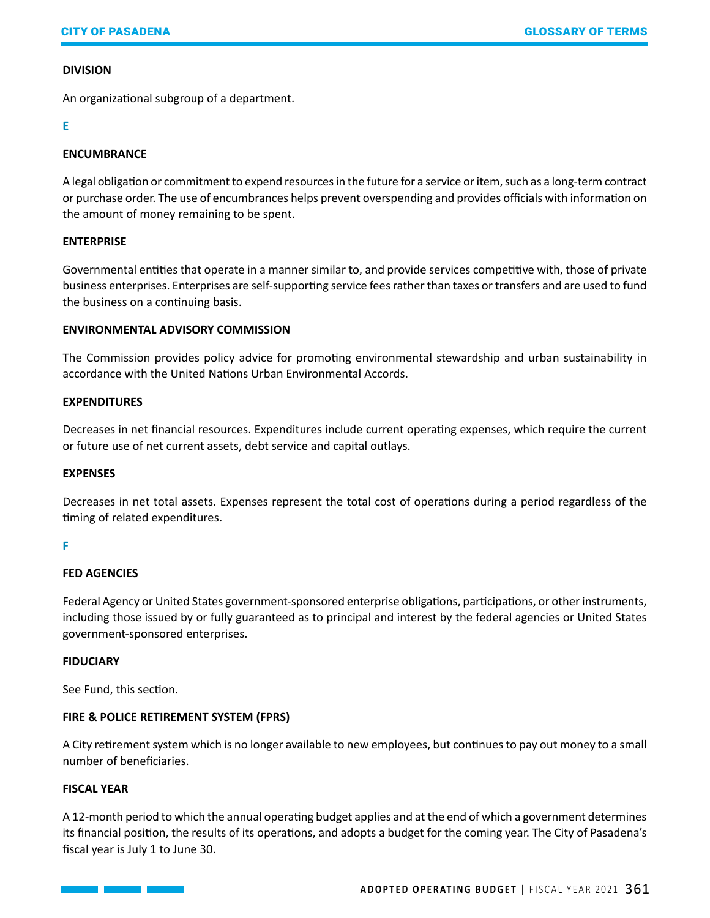**DIVISION**

An organizational subgroup of a department.

**E**

**ENCUMBRANCE**

A legal obligation or commitment to expend resources in the future for a service or item, such as a long-term contract or purchase order. The use of encumbrances helps prevent overspending and provides officials with information on the amount of money remaining to be spent.

**ENTERPRISE**

Governmental entities that operate in a manner similar to, and provide services competitive with, those of private business enterprises. Enterprises are self-supporting service fees rather than taxes or transfers and are used to fund the business on a continuing basis.

**ENVIRONMENTAL ADVISORY COMMISSION**

The Commission provides policy advice for promoting environmental stewardship and urban sustainability in accordance with the United Nations Urban Environmental Accords.

**EXPENDITURES**

Decreases in net financial resources. Expenditures include current operating expenses, which require the current or future use of net current assets, debt service and capital outlays.

**EXPENSES**

Decreases in net total assets. Expenses represent the total cost of operations during a period regardless of the timing of related expenditures.

**F**

**FED AGENCIES**

Federal Agency or United States government-sponsored enterprise obligations, participations, or other instruments, including those issued by or fully guaranteed as to principal and interest by the federal agencies or United States government-sponsored enterprises.

**FIDUCIARY**

See Fund, this section.

**FIRE & POLICE RETIREMENT SYSTEM (FPRS)**

A City retirement system which is no longer available to new employees, but continues to pay out money to a small number of beneficiaries.

**FISCAL YEAR**

A 12-month period to which the annual operating budget applies and at the end of which a government determines its financial position, the results of its operations, and adopts a budget for the coming year. The City of Pasadena's fiscal year is July 1 to June 30.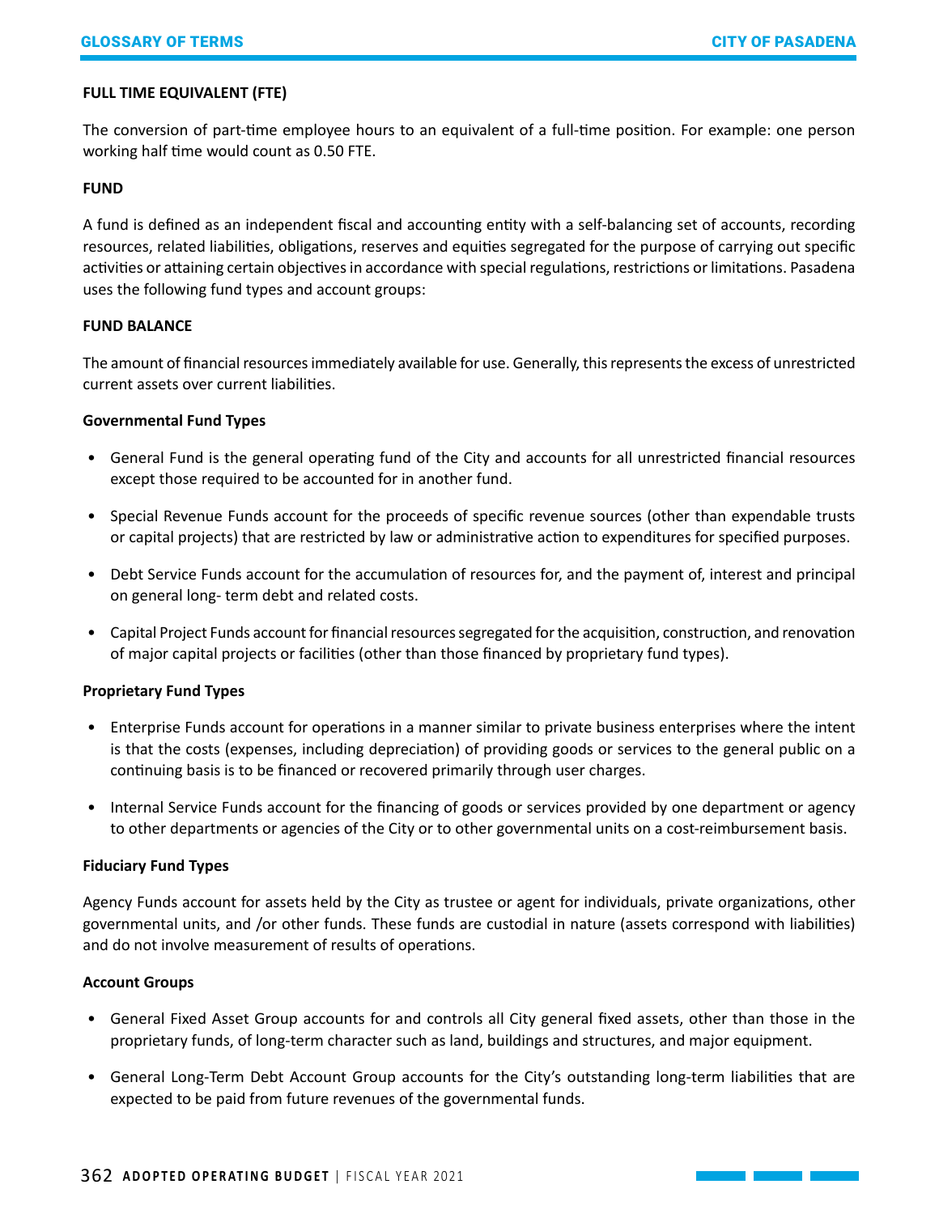**FULL TIME EQUIVALENT (FTE)**

The conversion of part-time employee hours to an equivalent of a full-time position. For example: one person working half time would count as 0.50 FTE.

**FUND**

A fund is defined as an independent fiscal and accounting entity with a self-balancing set of accounts, recording resources, related liabilities, obligations, reserves and equities segregated for the purpose of carrying out specific activities or attaining certain objectives in accordance with special regulations, restrictions or limitations. Pasadena uses the following fund types and account groups:

**FUND BALANCE**

The amount of financial resources immediately available for use. Generally, this represents the excess of unrestricted current assets over current liabilities.

**Governmental Fund Types**

- General Fund is the general operating fund of the City and accounts for all unrestricted financial resources except those required to be accounted for in another fund.
- Special Revenue Funds account for the proceeds of specific revenue sources (other than expendable trusts or capital projects) that are restricted by law or administrative action to expenditures for specified purposes.
- Debt Service Funds account for the accumulation of resources for, and the payment of, interest and principal on general long- term debt and related costs.
- Capital Project Funds account for financial resources segregated for the acquisition, construction, and renovation of major capital projects or facilities (other than those financed by proprietary fund types).

**Proprietary Fund Types**

- Enterprise Funds account for operations in a manner similar to private business enterprises where the intent is that the costs (expenses, including depreciation) of providing goods or services to the general public on a continuing basis is to be financed or recovered primarily through user charges.
- Internal Service Funds account for the financing of goods or services provided by one department or agency to other departments or agencies of the City or to other governmental units on a cost-reimbursement basis.

**Fiduciary Fund Types**

Agency Funds account for assets held by the City as trustee or agent for individuals, private organizations, other governmental units, and /or other funds. These funds are custodial in nature (assets correspond with liabilities) and do not involve measurement of results of operations.

**Account Groups**

- General Fixed Asset Group accounts for and controls all City general fixed assets, other than those in the proprietary funds, of long-term character such as land, buildings and structures, and major equipment.
- General Long-Term Debt Account Group accounts for the City's outstanding long-term liabilities that are expected to be paid from future revenues of the governmental funds.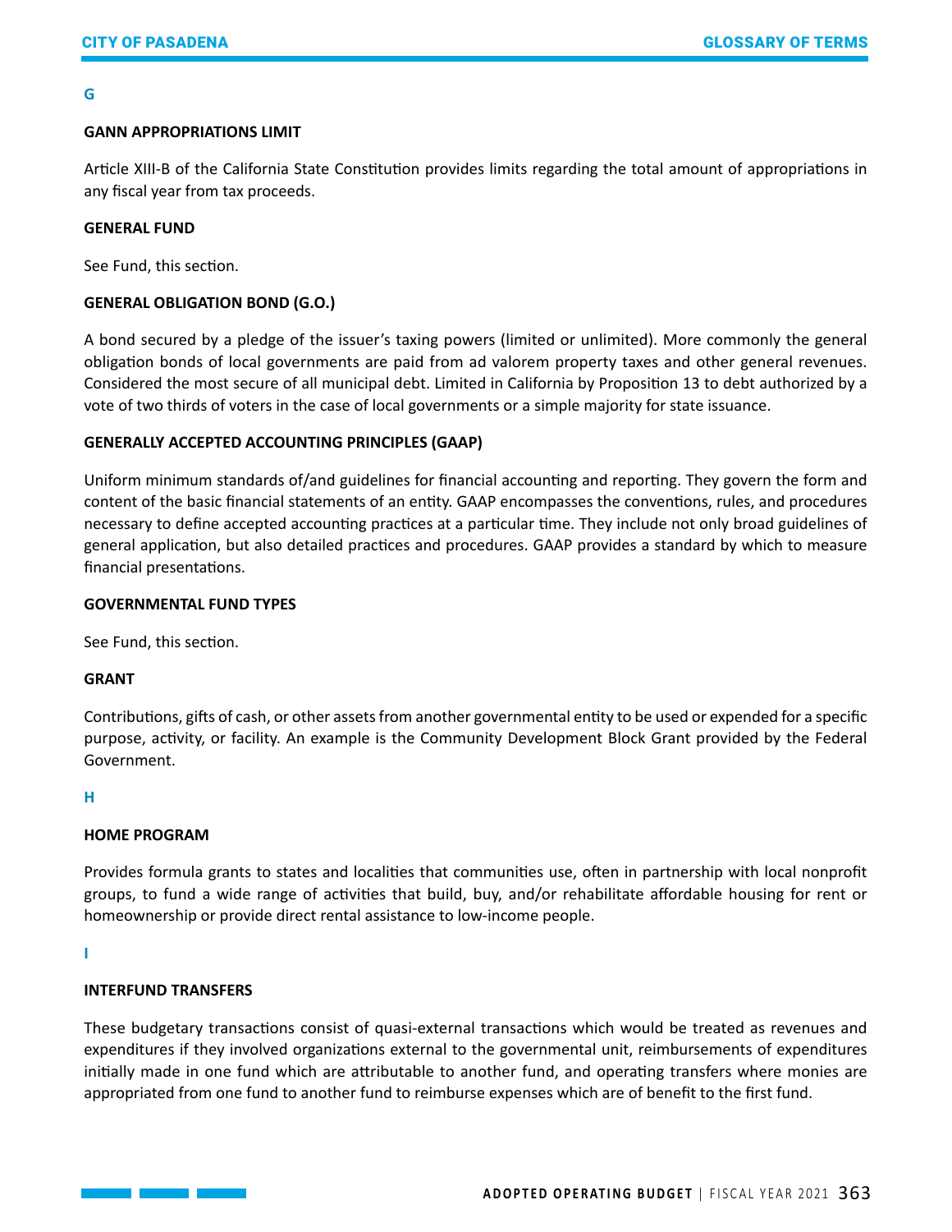## G

### GANN APPROPRIATIONS LIMIT

Article XIII-B of the California State Constitution provides limits regarding the total amount of appropriations in any fiscal year from tax proceeds.

### GENERAL FUND

See Fund, this section.

### GENERAL OBLIGATION BOND (G.O.)

A bond secured by a pledge of the issuer's taxing powers (limited or unlimited). More commonly the general obligation bonds of local governments are paid from ad valorem property taxes and other general revenues. Considered the most secure of all municipal debt. Limited in California by Proposition 13 to debt authorized by a vote of two thirds of voters in the case of local governments or a simple majority for state issuance.

### GENERALLY ACCEPTED ACCOUNTING PRINCIPLES (GAAP)

Uniform minimum standards of/and guidelines for financial accounting and reporting. They govern the form and content of the basic financial statements of an entity. GAAP encompasses the conventions, rules, and procedures necessary to define accepted accounting practices at a particular time. They include not only broad guidelines of general application, but also detailed practices and procedures. GAAP provides a standard by which to measure financial presentations.

### GOVERNMENTAL FUND TYPES

See Fund, this section.

### GRANT

Contributions, gifts of cash, or other assets from another governmental entity to be used or expended for a specific purpose, activity, or facility. An example is the Community Development Block Grant provided by the Federal Government.

## H

### HOME PROGRAM

Provides formula grants to states and localities that communities use, often in partnership with local nonprofit groups, to fund a wide range of activities that build, buy, and/or rehabilitate affordable housing for rent or homeownership or provide direct rental assistance to low-income people.

## I

### INTERFUND TRANSFERS

These budgetary transactions consist of quasi-external transactions which would be treated as revenues and expenditures if they involved organizations external to the governmental unit, reimbursements of expenditures initially made in one fund which are attributable to another fund, and operating transfers where monies are appropriated from one fund to another fund to reimburse expenses which are of benefit to the first fund.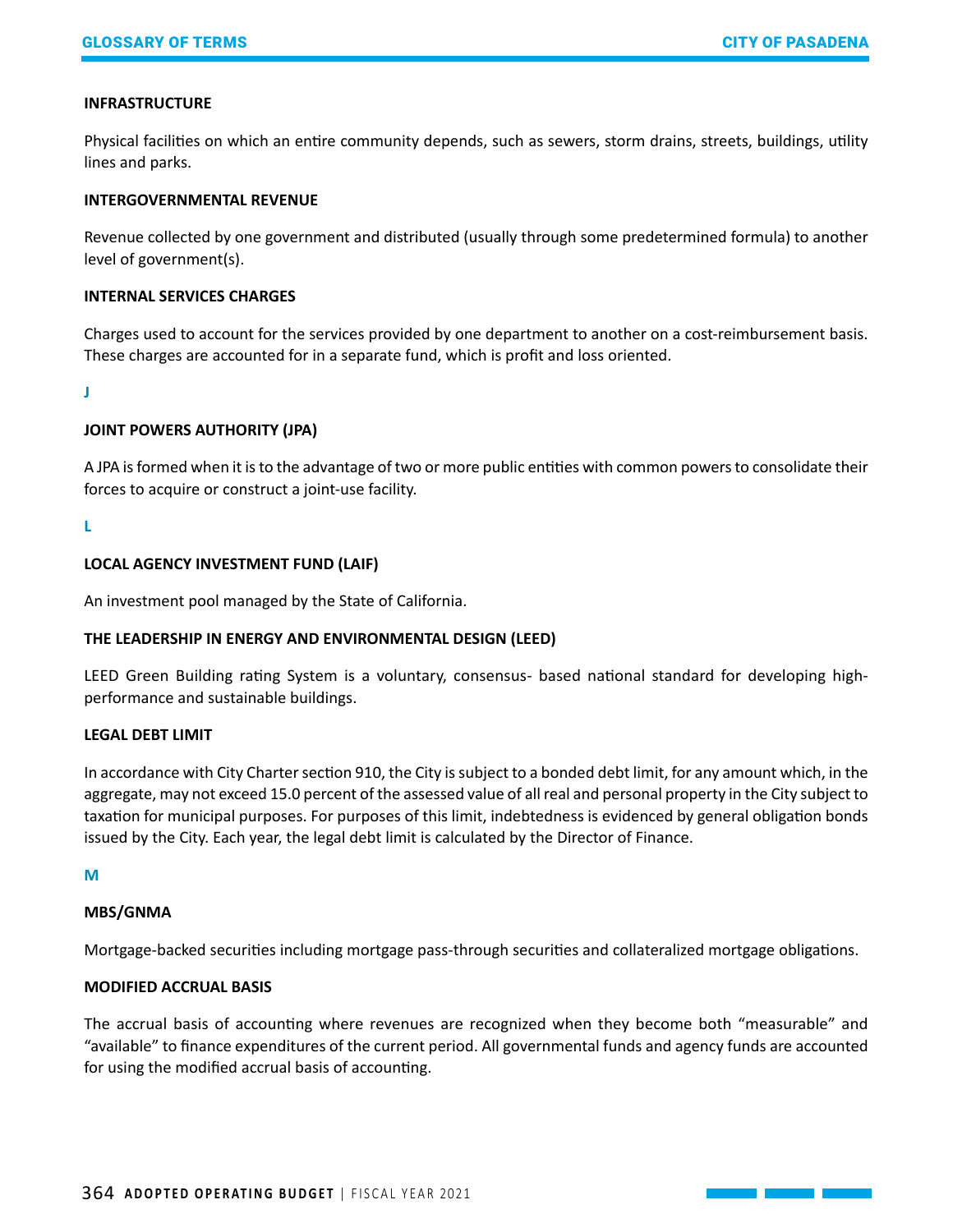### INFRASTRUCTURE

Physical facilities on which an entire community depends, such as sewers, storm drains, streets, buildings, utility lines and parks.

### INTERGOVERNMENTAL REVENUE

Revenue collected by one government and distributed (usually through some predetermined formula) to another level of government(s).

### INTERNAL SERVICES CHARGES

Charges used to account for the services provided by one department to another on a cost-reimbursement basis. These charges are accounted for in a separate fund, which is profit and loss oriented.

## J

### JOINT POWERS AUTHORITY (JPA)

A JPA is formed when it is to the advantage of two or more public entities with common powers to consolidate their forces to acquire or construct a joint-use facility.

## L

### LOCAL AGENCY INVESTMENT FUND (LAIF)

An investment pool managed by the State of California.

### THE LEADERSHIP IN ENERGY AND ENVIRONMENTAL DESIGN (LEED)

LEED Green Building rating System is a voluntary, consensus- based national standard for developing high-performance and sustainable buildings.

### LEGAL DEBT LIMIT

In accordance with City Charter section 910, the City is subject to a bonded debt limit, for any amount which, in the aggregate, may not exceed 15.0 percent of the assessed value of all real and personal property in the City subject to taxation for municipal purposes. For purposes of this limit, indebtedness is evidenced by general obligation bonds issued by the City. Each year, the legal debt limit is calculated by the Director of Finance.

## M

### MBS/GNMA

Mortgage-backed securities including mortgage pass-through securities and collateralized mortgage obligations.

### MODIFIED ACCRUAL BASIS

The accrual basis of accounting where revenues are recognized when they become both "measurable" and "available" to finance expenditures of the current period. All governmental funds and agency funds are accounted for using the modified accrual basis of accounting.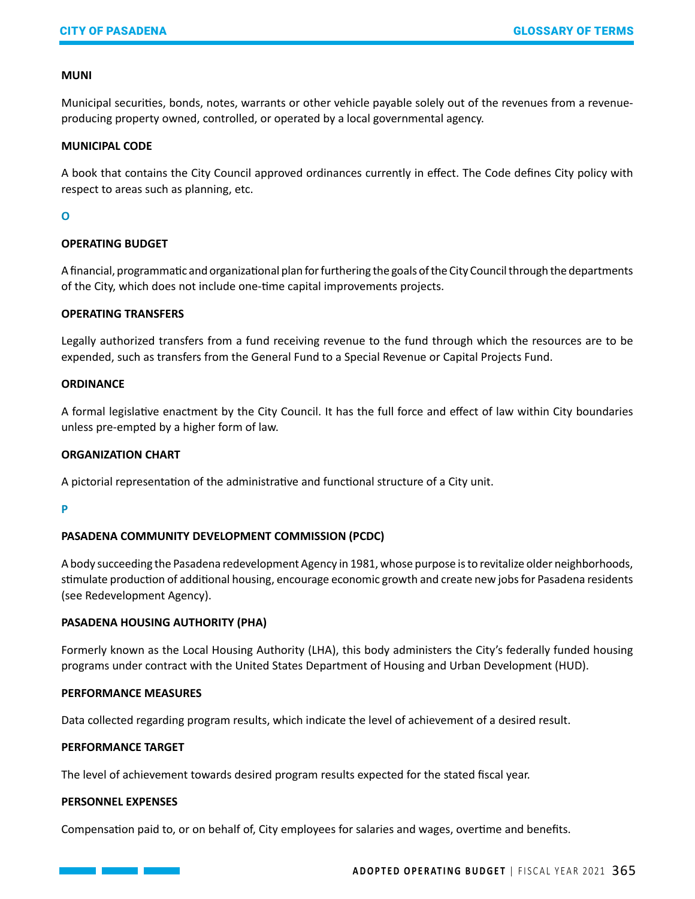**MUNI**

Municipal securities, bonds, notes, warrants or other vehicle payable solely out of the revenues from a revenue-producing property owned, controlled, or operated by a local governmental agency.

**MUNICIPAL CODE**

A book that contains the City Council approved ordinances currently in effect. The Code defines City policy with respect to areas such as planning, etc.

## O

**OPERATING BUDGET**

A financial, programmatic and organizational plan for furthering the goals of the City Council through the departments of the City, which does not include one-time capital improvements projects.

**OPERATING TRANSFERS**

Legally authorized transfers from a fund receiving revenue to the fund through which the resources are to be expended, such as transfers from the General Fund to a Special Revenue or Capital Projects Fund.

**ORDINANCE**

A formal legislative enactment by the City Council. It has the full force and effect of law within City boundaries unless pre-empted by a higher form of law.

**ORGANIZATION CHART**

A pictorial representation of the administrative and functional structure of a City unit.

## P

**PASADENA COMMUNITY DEVELOPMENT COMMISSION (PCDC)**

A body succeeding the Pasadena redevelopment Agency in 1981, whose purpose is to revitalize older neighborhoods, stimulate production of additional housing, encourage economic growth and create new jobs for Pasadena residents (see Redevelopment Agency).

**PASADENA HOUSING AUTHORITY (PHA)**

Formerly known as the Local Housing Authority (LHA), this body administers the City's federally funded housing programs under contract with the United States Department of Housing and Urban Development (HUD).

**PERFORMANCE MEASURES**

Data collected regarding program results, which indicate the level of achievement of a desired result.

**PERFORMANCE TARGET**

The level of achievement towards desired program results expected for the stated fiscal year.

**PERSONNEL EXPENSES**

Compensation paid to, or on behalf of, City employees for salaries and wages, overtime and benefits.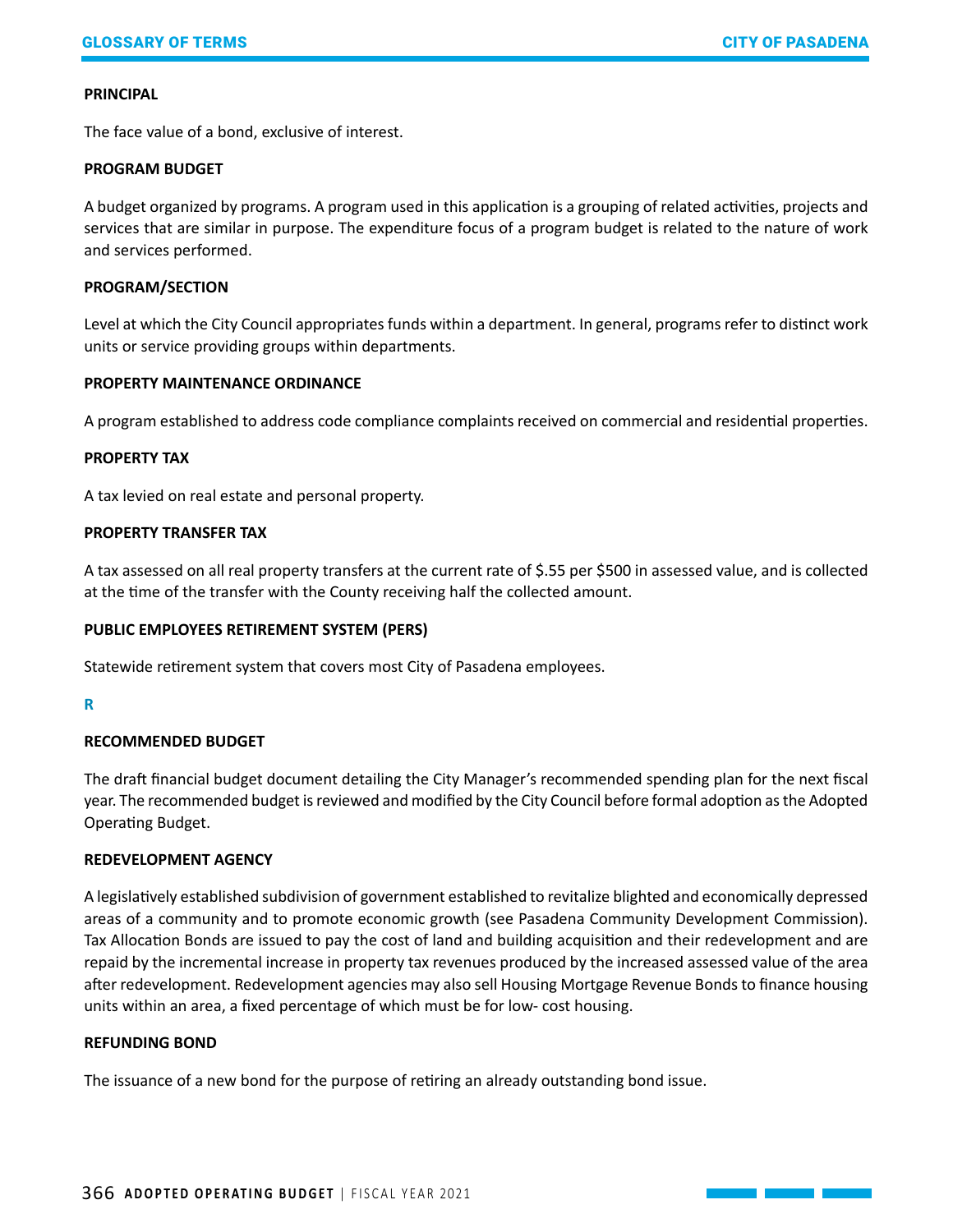### PRINCIPAL

The face value of a bond, exclusive of interest.

### PROGRAM BUDGET

A budget organized by programs. A program used in this application is a grouping of related activities, projects and services that are similar in purpose. The expenditure focus of a program budget is related to the nature of work and services performed.

### PROGRAM/SECTION

Level at which the City Council appropriates funds within a department. In general, programs refer to distinct work units or service providing groups within departments.

### PROPERTY MAINTENANCE ORDINANCE

A program established to address code compliance complaints received on commercial and residential properties.

### PROPERTY TAX

A tax levied on real estate and personal property.

### PROPERTY TRANSFER TAX

A tax assessed on all real property transfers at the current rate of $.55 per $500 in assessed value, and is collected at the time of the transfer with the County receiving half the collected amount.

### PUBLIC EMPLOYEES RETIREMENT SYSTEM (PERS)

Statewide retirement system that covers most City of Pasadena employees.

## R

### RECOMMENDED BUDGET

The draft financial budget document detailing the City Manager's recommended spending plan for the next fiscal year. The recommended budget is reviewed and modified by the City Council before formal adoption as the Adopted Operating Budget.

### REDEVELOPMENT AGENCY

A legislatively established subdivision of government established to revitalize blighted and economically depressed areas of a community and to promote economic growth (see Pasadena Community Development Commission). Tax Allocation Bonds are issued to pay the cost of land and building acquisition and their redevelopment and are repaid by the incremental increase in property tax revenues produced by the increased assessed value of the area after redevelopment. Redevelopment agencies may also sell Housing Mortgage Revenue Bonds to finance housing units within an area, a fixed percentage of which must be for low- cost housing.

### REFUNDING BOND

The issuance of a new bond for the purpose of retiring an already outstanding bond issue.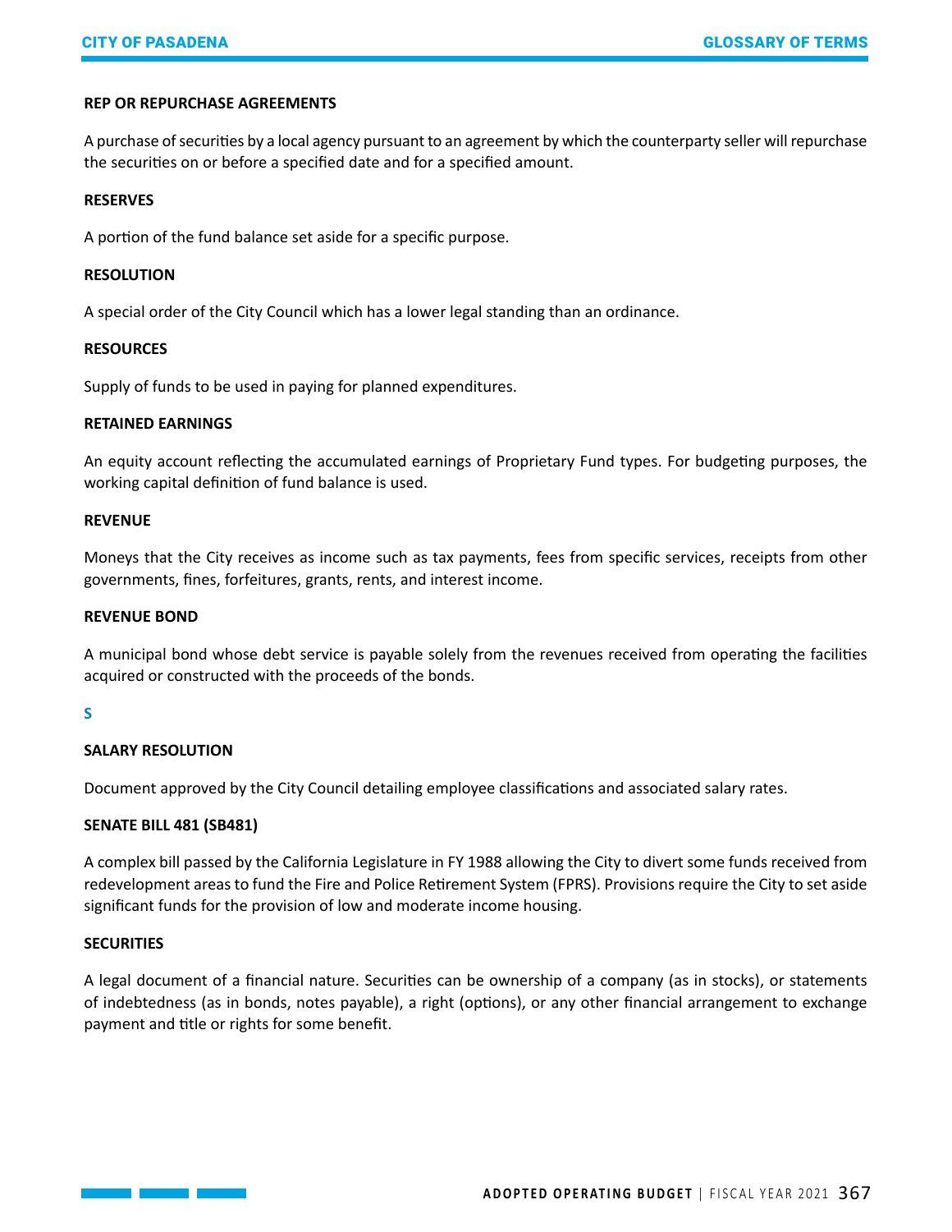### REP OR REPURCHASE AGREEMENTS

A purchase of securities by a local agency pursuant to an agreement by which the counterparty seller will repurchase the securities on or before a specified date and for a specified amount.

### RESERVES

A portion of the fund balance set aside for a specific purpose.

### RESOLUTION

A special order of the City Council which has a lower legal standing than an ordinance.

### RESOURCES

Supply of funds to be used in paying for planned expenditures.

### RETAINED EARNINGS

An equity account reflecting the accumulated earnings of Proprietary Fund types. For budgeting purposes, the working capital definition of fund balance is used.

### REVENUE

Moneys that the City receives as income such as tax payments, fees from specific services, receipts from other governments, fines, forfeitures, grants, rents, and interest income.

### REVENUE BOND

A municipal bond whose debt service is payable solely from the revenues received from operating the facilities acquired or constructed with the proceeds of the bonds.

## S

### SALARY RESOLUTION

Document approved by the City Council detailing employee classifications and associated salary rates.

### SENATE BILL 481 (SB481)

A complex bill passed by the California Legislature in FY 1988 allowing the City to divert some funds received from redevelopment areas to fund the Fire and Police Retirement System (FPRS). Provisions require the City to set aside significant funds for the provision of low and moderate income housing.

### SECURITIES

A legal document of a financial nature. Securities can be ownership of a company (as in stocks), or statements of indebtedness (as in bonds, notes payable), a right (options), or any other financial arrangement to exchange payment and title or rights for some benefit.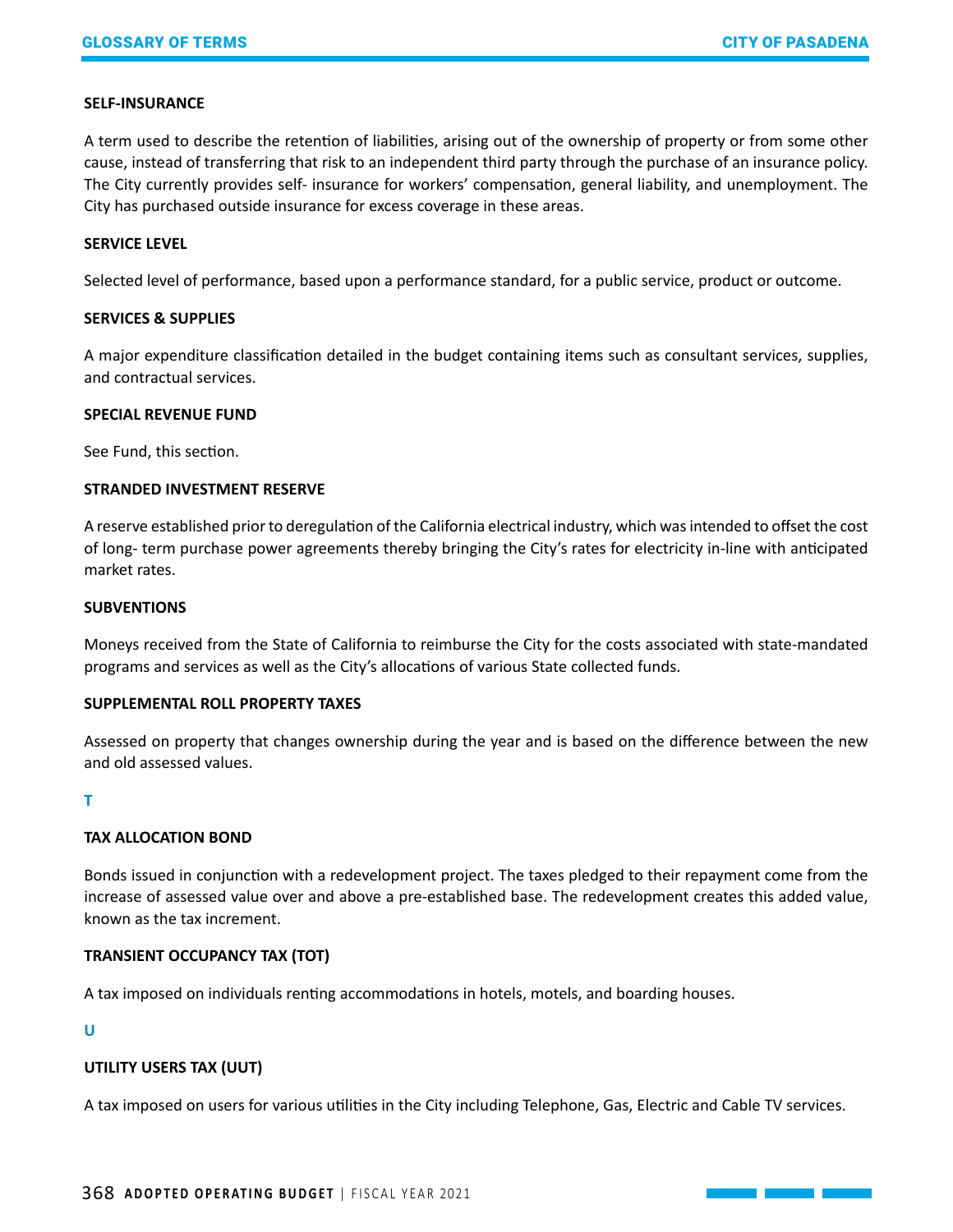### SELF-INSURANCE

A term used to describe the retention of liabilities, arising out of the ownership of property or from some other cause, instead of transferring that risk to an independent third party through the purchase of an insurance policy. The City currently provides self- insurance for workers' compensation, general liability, and unemployment. The City has purchased outside insurance for excess coverage in these areas.

### SERVICE LEVEL

Selected level of performance, based upon a performance standard, for a public service, product or outcome.

### SERVICES & SUPPLIES

A major expenditure classification detailed in the budget containing items such as consultant services, supplies, and contractual services.

### SPECIAL REVENUE FUND

See Fund, this section.

### STRANDED INVESTMENT RESERVE

A reserve established prior to deregulation of the California electrical industry, which was intended to offset the cost of long- term purchase power agreements thereby bringing the City's rates for electricity in-line with anticipated market rates.

### SUBVENTIONS

Moneys received from the State of California to reimburse the City for the costs associated with state-mandated programs and services as well as the City's allocations of various State collected funds.

### SUPPLEMENTAL ROLL PROPERTY TAXES

Assessed on property that changes ownership during the year and is based on the difference between the new and old assessed values.

## T

### TAX ALLOCATION BOND

Bonds issued in conjunction with a redevelopment project. The taxes pledged to their repayment come from the increase of assessed value over and above a pre-established base. The redevelopment creates this added value, known as the tax increment.

### TRANSIENT OCCUPANCY TAX (TOT)

A tax imposed on individuals renting accommodations in hotels, motels, and boarding houses.

## U

### UTILITY USERS TAX (UUT)

A tax imposed on users for various utilities in the City including Telephone, Gas, Electric and Cable TV services.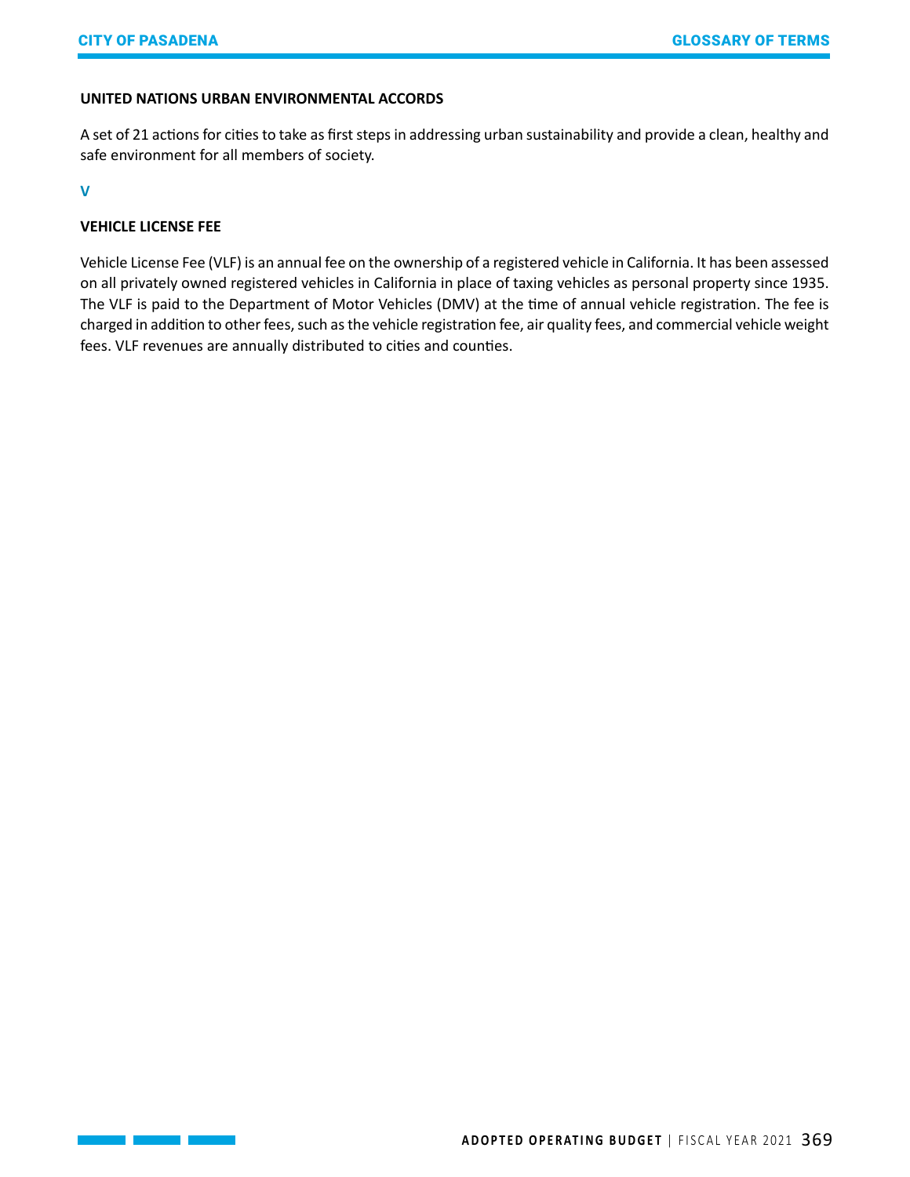### UNITED NATIONS URBAN ENVIRONMENTAL ACCORDS

A set of 21 actions for cities to take as first steps in addressing urban sustainability and provide a clean, healthy and safe environment for all members of society.

## V

### VEHICLE LICENSE FEE

Vehicle License Fee (VLF) is an annual fee on the ownership of a registered vehicle in California. It has been assessed on all privately owned registered vehicles in California in place of taxing vehicles as personal property since 1935. The VLF is paid to the Department of Motor Vehicles (DMV) at the time of annual vehicle registration. The fee is charged in addition to other fees, such as the vehicle registration fee, air quality fees, and commercial vehicle weight fees. VLF revenues are annually distributed to cities and counties.